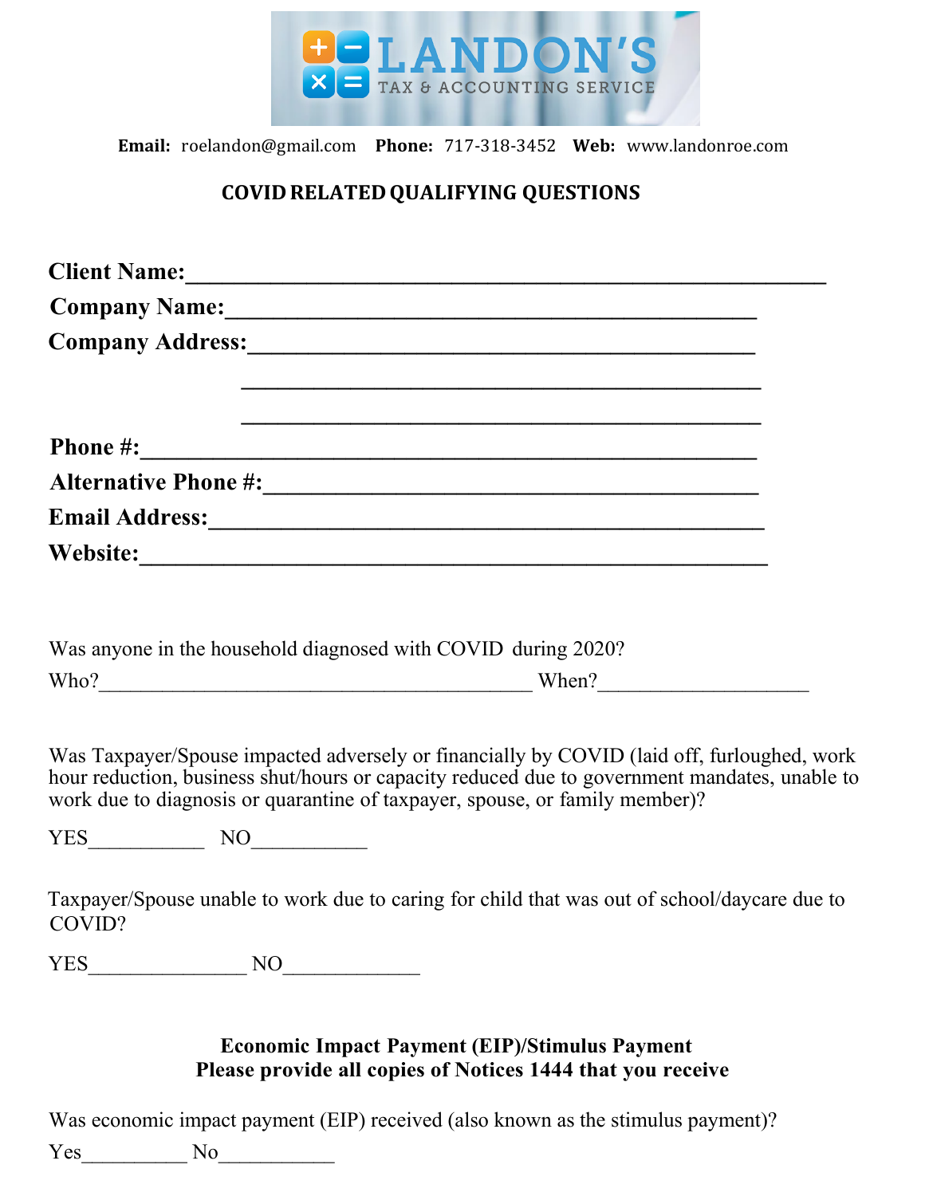# LANDON'S
TAX & ACCOUNTING SERVICE

**Email:** roelandon@gmail.com **Phone:** 717-318-3452 **Web:** www.landonroe.com

## COVID RELATED QUALIFYING QUESTIONS

**Client Name:**_______________________________________________

**Company Name:**_______________________________________________

**Company Address:**_______________________________________________

_______________________________________________

_______________________________________________

**Phone #:**_______________________________________________

**Alternative Phone #:**_______________________________________________

**Email Address:**_______________________________________________

**Website:**_______________________________________________

Was anyone in the household diagnosed with COVID during 2020?

Who?__________________________________________ When?____________________

Was Taxpayer/Spouse impacted adversely or financially by COVID (laid off, furloughed, work hour reduction, business shut/hours or capacity reduced due to government mandates, unable to work due to diagnosis or quarantine of taxpayer, spouse, or family member)?

YES___________ NO___________

Taxpayer/Spouse unable to work due to caring for child that was out of school/daycare due to COVID?

YES_______________ NO_____________

**Economic Impact Payment (EIP)/Stimulus Payment**
**Please provide all copies of Notices 1444 that you receive**

Was economic impact payment (EIP) received (also known as the stimulus payment)?

Yes__________ No___________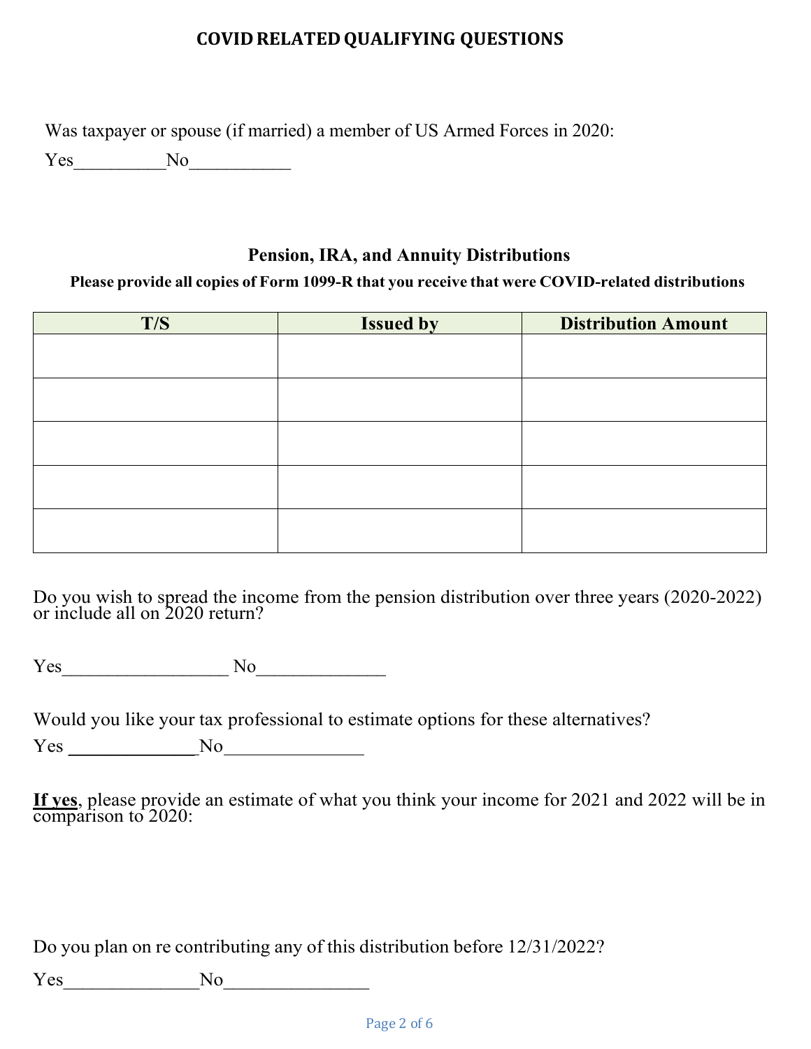# COVID RELATED QUALIFYING QUESTIONS

Was taxpayer or spouse (if married) a member of US Armed Forces in 2020:

Yes__________No___________

## Pension, IRA, and Annuity Distributions

**Please provide all copies of Form 1099-R that you receive that were COVID-related distributions**

| T/S | Issued by | Distribution Amount |
|---|---|---|
| | | |
| | | |
| | | |
| | | |
| | | |

Do you wish to spread the income from the pension distribution over three years (2020-2022) or include all on 2020 return?

Yes__________________ No______________

Would you like your tax professional to estimate options for these alternatives?

Yes ______________No_______________

**<u>If yes</u>**, please provide an estimate of what you think your income for 2021 and 2022 will be in comparison to 2020:

Do you plan on re contributing any of this distribution before 12/31/2022?

Yes_______________No________________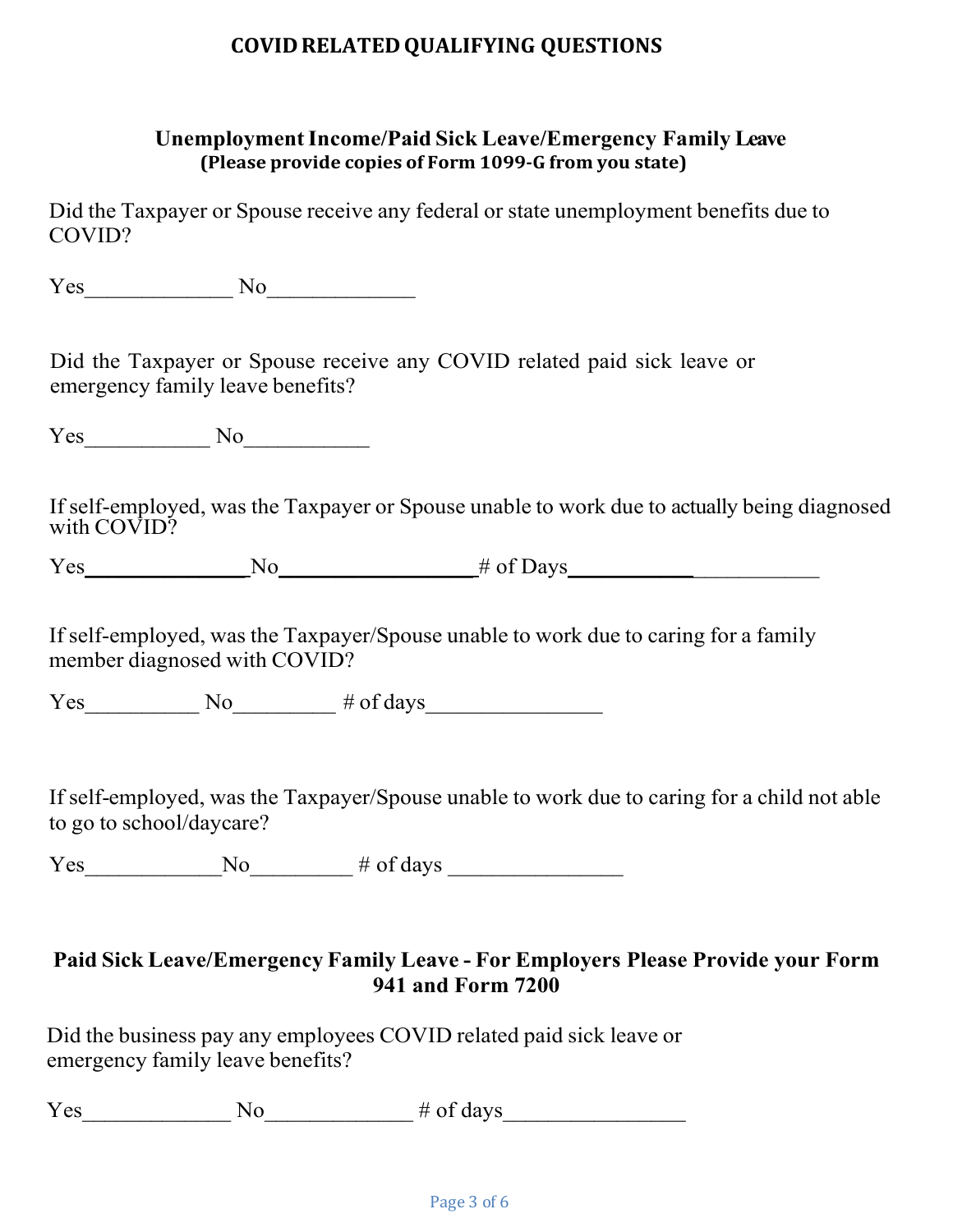# COVID RELATED QUALIFYING QUESTIONS

## Unemployment Income/Paid Sick Leave/Emergency Family Leave

**(Please provide copies of Form 1099-G from you state)**

Did the Taxpayer or Spouse receive any federal or state unemployment benefits due to COVID?

Yes_____________ No_____________

Did the Taxpayer or Spouse receive any COVID related paid sick leave or emergency family leave benefits?

Yes___________ No___________

If self-employed, was the Taxpayer or Spouse unable to work due to actually being diagnosed with COVID?

Yes_______________No_________________# of Days______________________

If self-employed, was the Taxpayer/Spouse unable to work due to caring for a family member diagnosed with COVID?

Yes__________ No_________ # of days_______________

If self-employed, was the Taxpayer/Spouse unable to work due to caring for a child not able to go to school/daycare?

Yes____________No_________ # of days _______________

## Paid Sick Leave/Emergency Family Leave - For Employers Please Provide your Form 941 and Form 7200

Did the business pay any employees COVID related paid sick leave or emergency family leave benefits?

Yes_____________ No_____________ # of days________________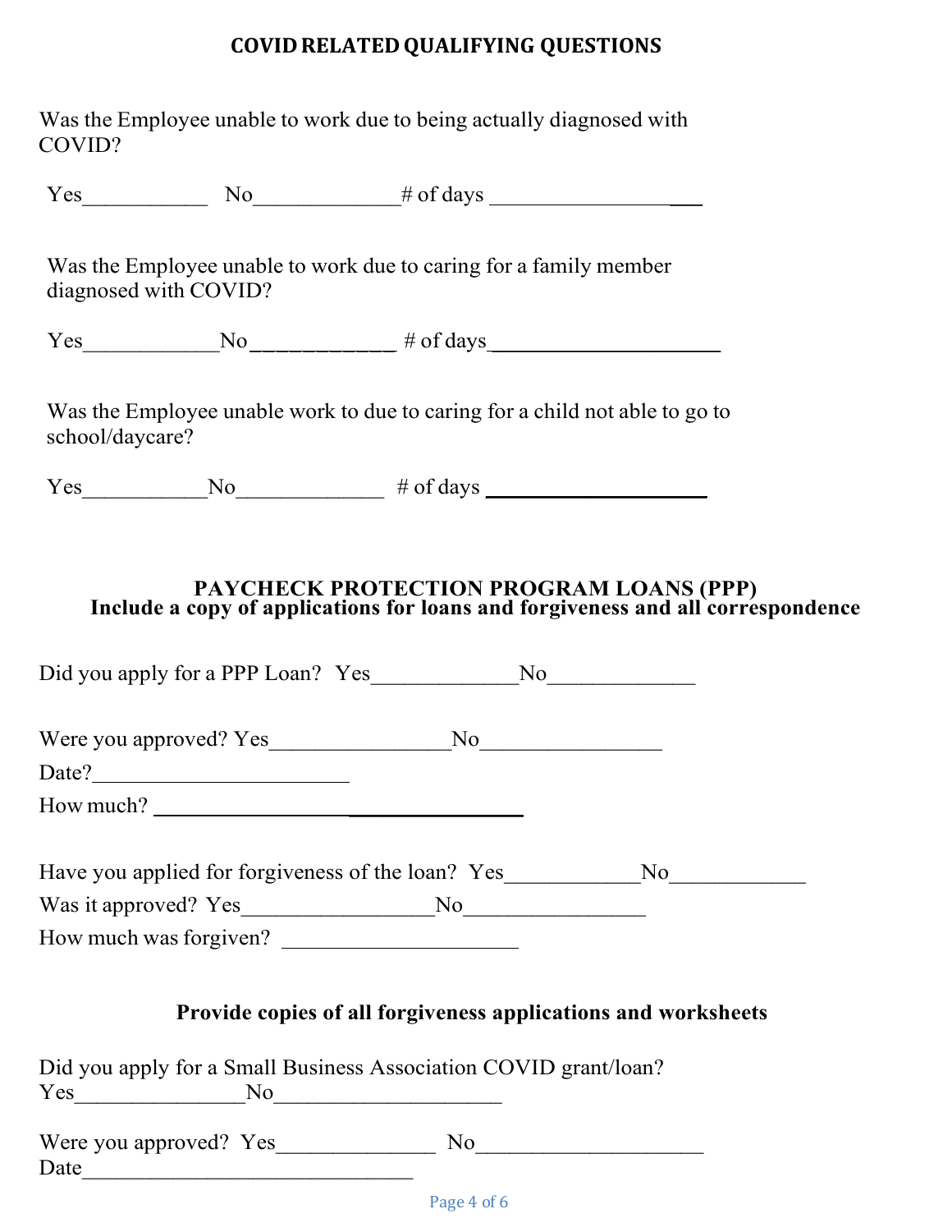## COVID RELATED QUALIFYING QUESTIONS

Was the Employee unable to work due to being actually diagnosed with COVID?

Yes___________ No_____________# of days ___________________

Was the Employee unable to work due to caring for a family member diagnosed with COVID?

Yes____________No____________ # of days_____________________

Was the Employee unable work to due to caring for a child not able to go to school/daycare?

Yes___________No_____________ # of days ____________________

## PAYCHECK PROTECTION PROGRAM LOANS (PPP)

**Include a copy of applications for loans and forgiveness and all correspondence**

Did you apply for a PPP Loan? Yes_____________No_____________

Were you approved? Yes________________No________________

Date?______________________

How much? ________________________________

Have you applied for forgiveness of the loan? Yes____________No____________

Was it approved? Yes_________________No________________

How much was forgiven? _____________________

**Provide copies of all forgiveness applications and worksheets**

Did you apply for a Small Business Association COVID grant/loan?
Yes_______________No____________________

Were you approved? Yes______________ No____________________
Date______________________________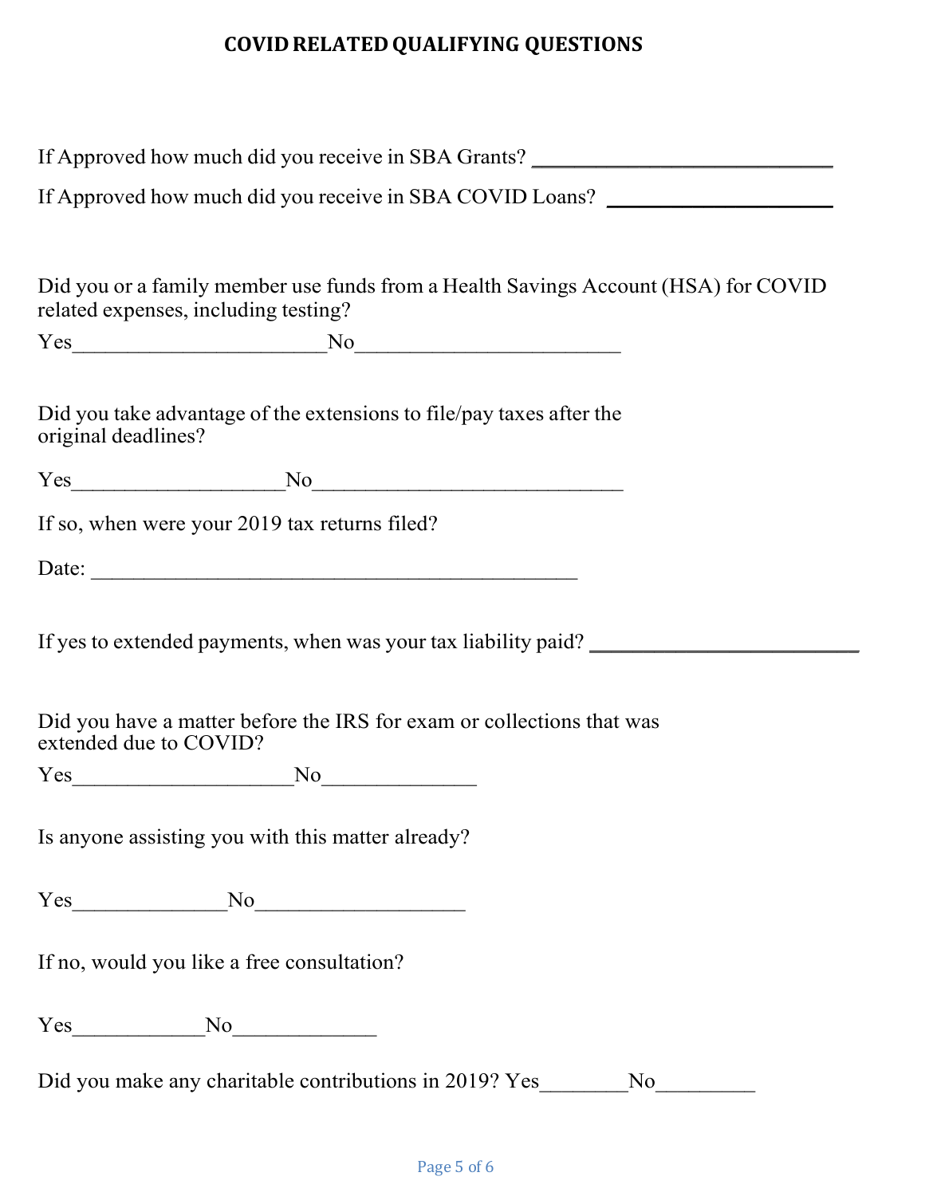# COVID RELATED QUALIFYING QUESTIONS

If Approved how much did you receive in SBA Grants? ____________________________

If Approved how much did you receive in SBA COVID Loans? ______________________

Did you or a family member use funds from a Health Savings Account (HSA) for COVID related expenses, including testing?

Yes______________________No_______________________

Did you take advantage of the extensions to file/pay taxes after the original deadlines?

Yes___________________No___________________________

If so, when were your 2019 tax returns filed?

Date: ____________________________________________

If yes to extended payments, when was your tax liability paid? ________________________

Did you have a matter before the IRS for exam or collections that was extended due to COVID?

Yes___________________No_____________

Is anyone assisting you with this matter already?

Yes_____________No__________________

If no, would you like a free consultation?

Yes____________No_____________

Did you make any charitable contributions in 2019? Yes________No_________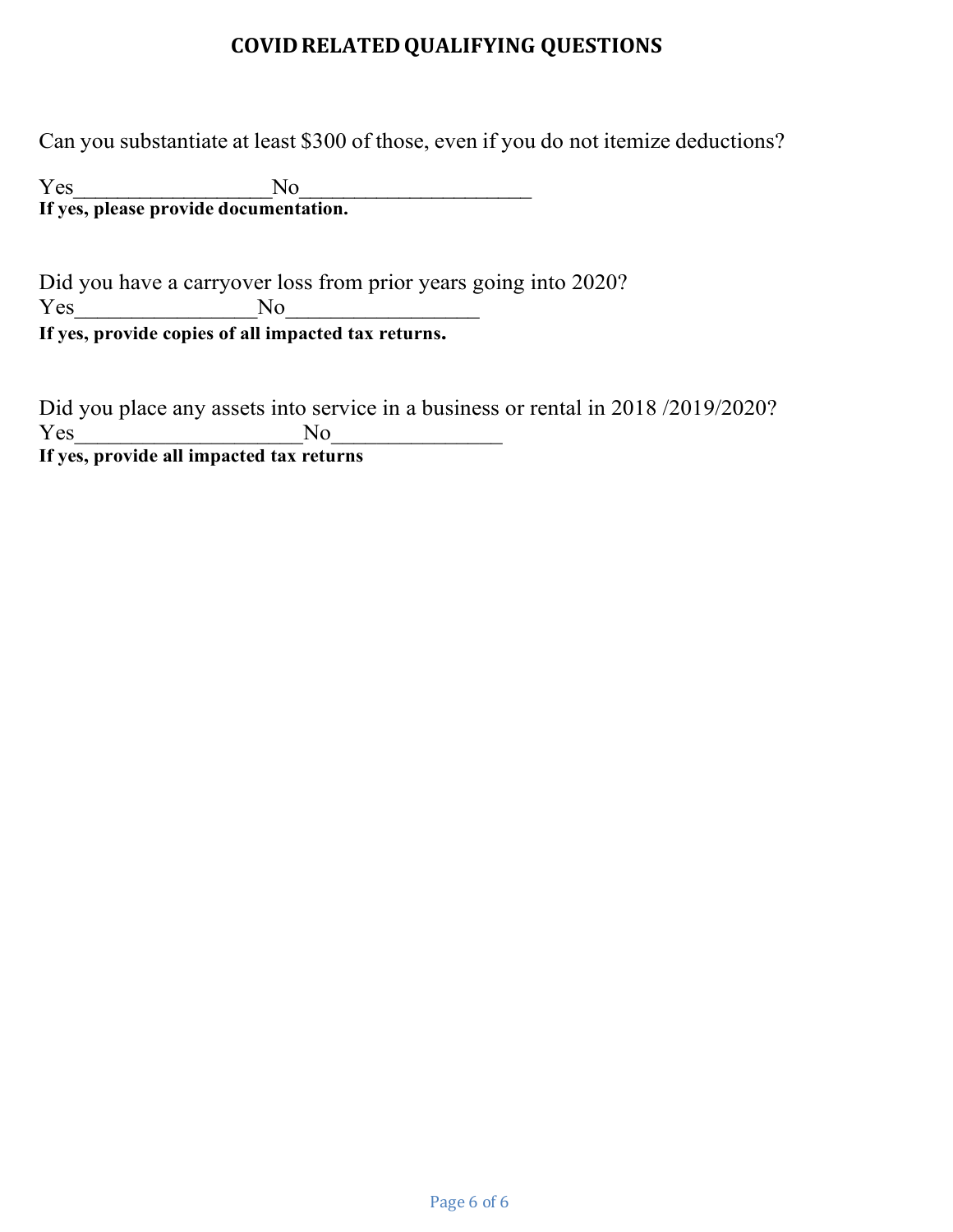# COVID RELATED QUALIFYING QUESTIONS

Can you substantiate at least $300 of those, even if you do not itemize deductions?

Yes_________________No____________________

**If yes, please provide documentation.**

Did you have a carryover loss from prior years going into 2020?

Yes________________No_________________

**If yes, provide copies of all impacted tax returns.**

Did you place any assets into service in a business or rental in 2018 /2019/2020?

Yes____________________No_______________

**If yes, provide all impacted tax returns**